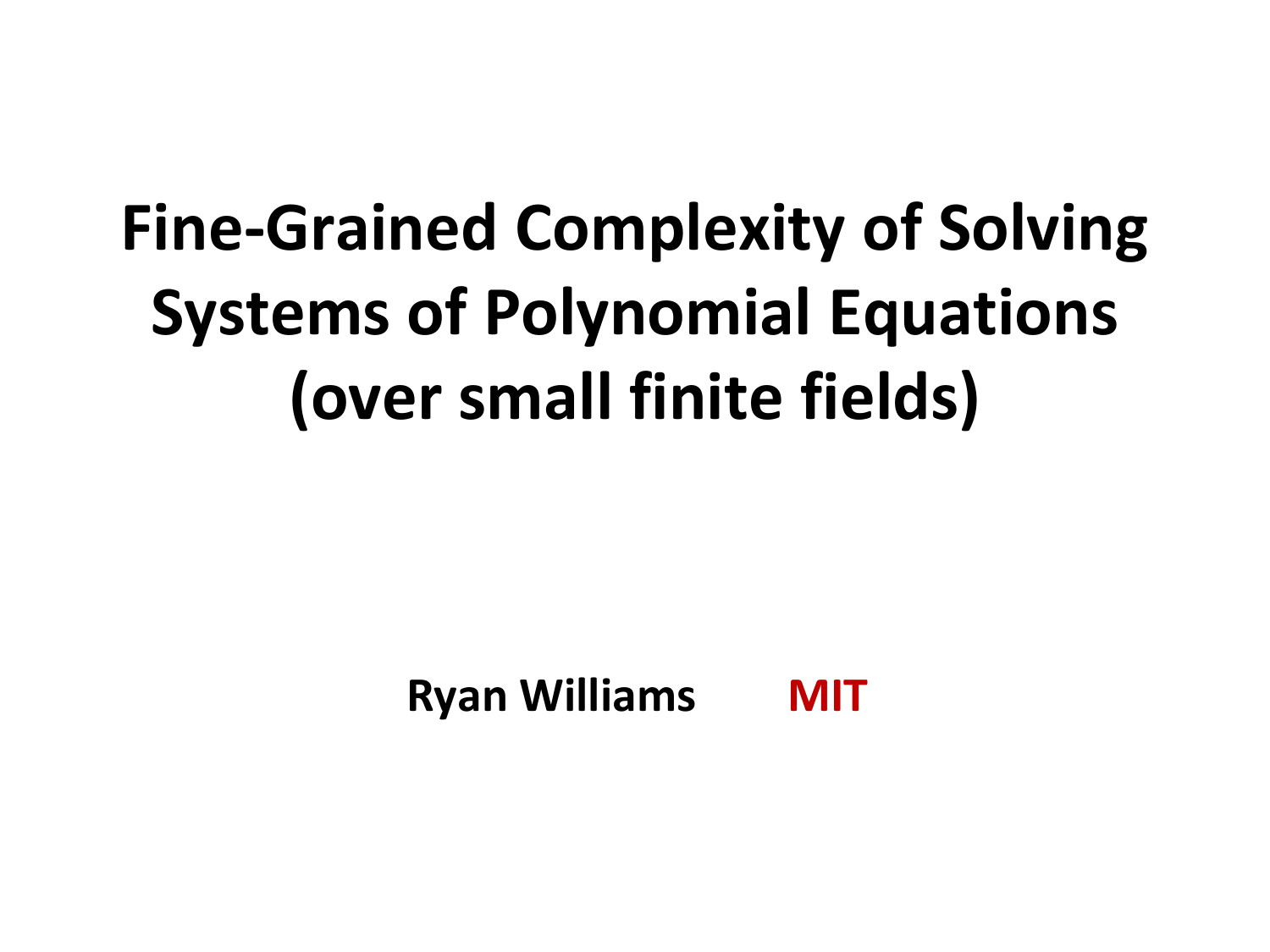# Fine-Grained Complexity of Solving Systems of Polynomial Equations (over small finite fields)

**Ryan Williams** **MIT**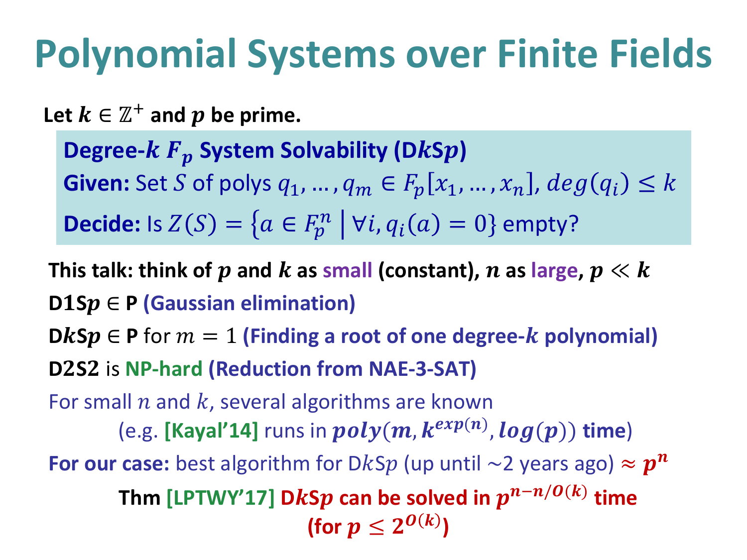# Polynomial Systems over Finite Fields

**Let $k \in \mathbb{Z}^+$ and $p$ be prime.**

**Degree-$k$ $F_p$ System Solvability (D$k$S$p$)**

**Given:** Set $S$ of polys $q_1, \dots, q_m \in F_p[x_1, \dots, x_n]$, $deg(q_i) \leq k$

**Decide:** Is $Z(S) = \{a \in F_p^n \mid \forall i, q_i(a) = 0\}$ empty?

**This talk: think of $p$ and $k$ as small (constant), $n$ as large, $p \ll k$**

**D1S$p$ $\in$ P (Gaussian elimination)**

**D$k$S$p$ $\in$ P** for $m = 1$ **(Finding a root of one degree-$k$ polynomial)**

**D2S2** is **NP-hard (Reduction from NAE-3-SAT)**

For small $n$ and $k$, several algorithms are known (e.g. **[Kayal'14]** runs in $\boldsymbol{poly(m, k^{exp(n)}, log(p))}$ **time**)

**For our case:** best algorithm for D$k$S$p$ (up until ~2 years ago) $\approx p^n$

**Thm [LPTWY'17] D$k$S$p$ can be solved in $p^{n-n/O(k)}$ time (for $p \leq 2^{O(k)}$)**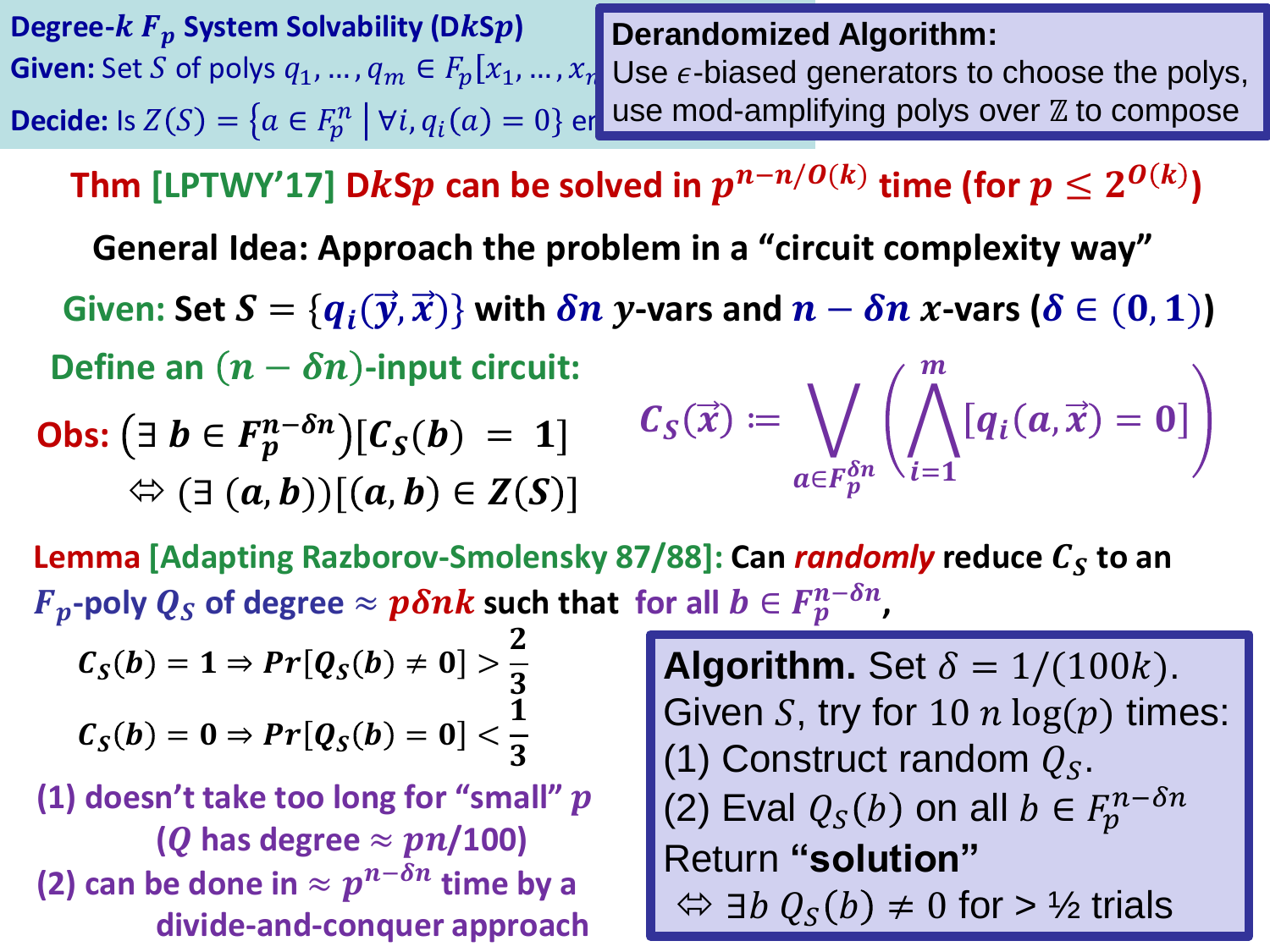**Degree-$k$ $F_p$ System Solvability (D$k$S$p$)**
**Given:** Set $S$ of polys $q_1, \ldots, q_m \in F_p[x_1, \ldots, x_n$
**Decide:** Is $Z(S) = \{a \in F_p^n \mid \forall i, q_i(a) = 0\}$ en

**Derandomized Algorithm:**
Use $\epsilon$-biased generators to choose the polys, use mod-amplifying polys over $\mathbb{Z}$ to compose

**Thm [LPTWY'17] D$k$S$p$ can be solved in $p^{n-n/O(k)}$ time (for $p \leq 2^{O(k)}$)**

**General Idea: Approach the problem in a "circuit complexity way"**

**Given:** Set $S = \{q_i(\vec{y}, \vec{x})\}$ with $\delta n$ $y$-vars and $n - \delta n$ $x$-vars ($\delta \in (0,1)$)

**Define an $(n - \delta n)$-input circuit:**

$$C_S(\vec{x}) := \bigvee_{a \in F_p^{\delta n}} \left( \bigwedge_{i=1}^{m} [q_i(a, \vec{x}) = 0] \right)$$

**Obs:** $\left(\exists\, b \in F_p^{n-\delta n}\right)[C_S(b) = 1]$
$\Leftrightarrow (\exists\, (a, b))[(a, b) \in Z(S)]$

**Lemma [Adapting Razborov-Smolensky 87/88]:** Can *randomly* reduce $C_S$ to an $F_p$-poly $Q_S$ of degree $\approx p\delta n k$ such that for all $b \in F_p^{n-\delta n}$,

$$C_S(b) = 1 \Rightarrow Pr[Q_S(b) \neq 0] > \frac{2}{3}$$

$$C_S(b) = 0 \Rightarrow Pr[Q_S(b) = 0] < \frac{1}{3}$$

(1) doesn't take too long for "small" $p$
($Q$ has degree $\approx pn/100$)

(2) can be done in $\approx p^{n-\delta n}$ time by a divide-and-conquer approach

**Algorithm.** Set $\delta = 1/(100k)$.
Given $S$, try for $10\, n \log(p)$ times:
(1) Construct random $Q_S$.
(2) Eval $Q_S(b)$ on all $b \in F_p^{n-\delta n}$
Return **"solution"**
$\Leftrightarrow \exists b\; Q_S(b) \neq 0$ for > ½ trials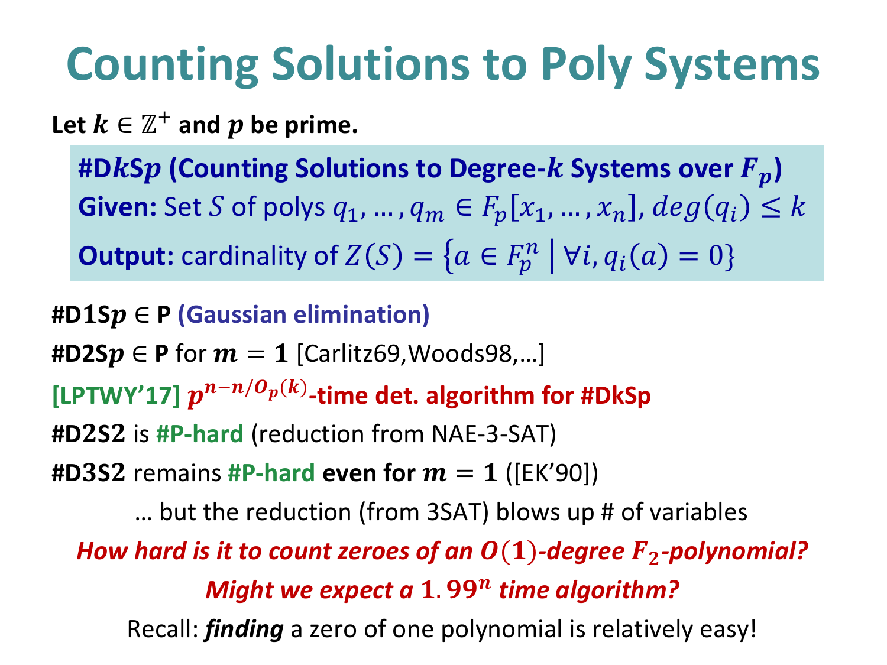# Counting Solutions to Poly Systems

**Let $k \in \mathbb{Z}^+$ and $p$ be prime.**

> **#D$k$S$p$ (Counting Solutions to Degree-$k$ Systems over $F_p$)**
>
> **Given:** Set $S$ of polys $q_1, \ldots, q_m \in F_p[x_1, \ldots, x_n]$, $deg(q_i) \leq k$
>
> **Output:** cardinality of $Z(S) = \{a \in F_p^n \mid \forall i, q_i(a) = 0\}$

**#D1S$p$ ∈ P** **(Gaussian elimination)**

**#D2S$p$ ∈ P** for $m = 1$ [Carlitz69,Woods98,…]

**[LPTWY'17] $p^{n - n/O_p(k)}$-time det. algorithm for #DkSp**

**#D2S2** is **#P-hard** (reduction from NAE-3-SAT)

**#D3S2** remains **#P-hard even for $m = 1$** ([EK'90])

… but the reduction (from 3SAT) blows up # of variables

***How hard is it to count zeroes of an $O(1)$-degree $F_2$-polynomial?***

***Might we expect a $1.99^n$ time algorithm?***

Recall: ***finding*** a zero of one polynomial is relatively easy!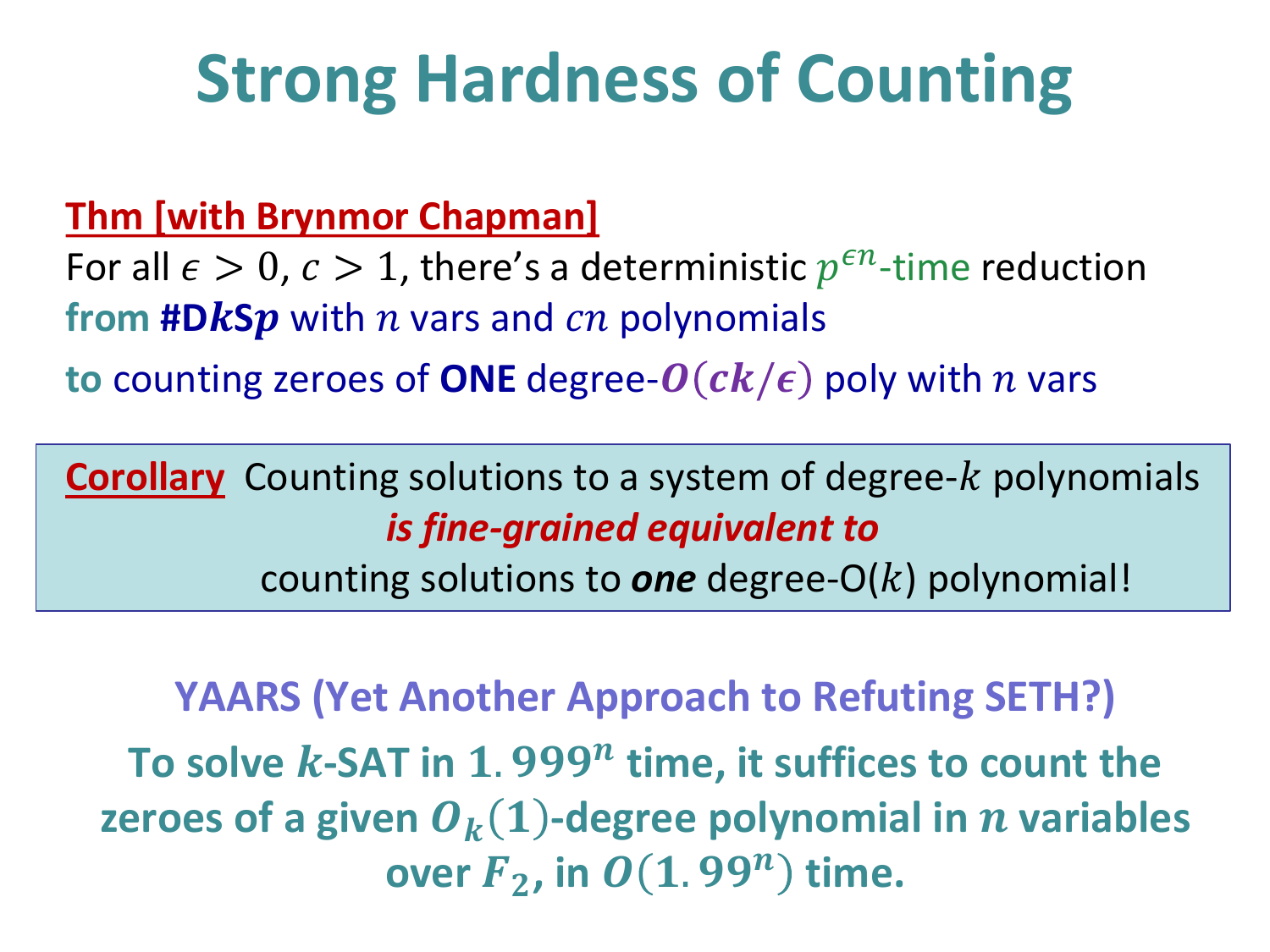# Strong Hardness of Counting

**Thm [with Brynmor Chapman]**

For all $\epsilon > 0$, $c > 1$, there's a deterministic $p^{\epsilon n}$-time reduction
**from #D$k$S$p$** with $n$ vars and $cn$ polynomials
**to** counting zeroes of **ONE** degree-$O(ck/\epsilon)$ poly with $n$ vars

> **Corollary** Counting solutions to a system of degree-$k$ polynomials ***is fine-grained equivalent to*** counting solutions to ***one*** degree-O($k$) polynomial!

**YAARS (Yet Another Approach to Refuting SETH?)**

**To solve $k$-SAT in $1.999^n$ time, it suffices to count the zeroes of a given $O_k(1)$-degree polynomial in $n$ variables over $F_2$, in $O(1.99^n)$ time.**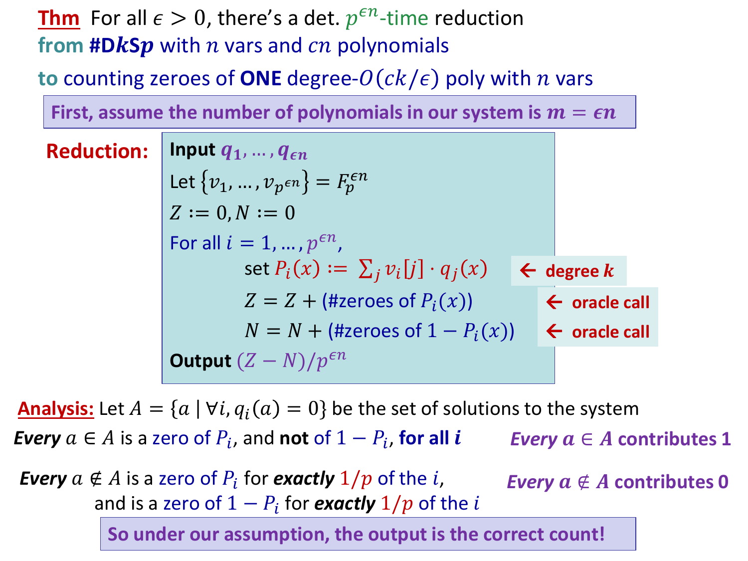**Thm** For all $\epsilon > 0$, there's a det. $p^{\epsilon n}$-time reduction **from #D$k$S$p$** with $n$ vars and $cn$ polynomials **to** counting zeroes of **ONE** degree-$O(ck/\epsilon)$ poly with $n$ vars

**First, assume the number of polynomials in our system is $m = \epsilon n$**

**Reduction:**

> **Input** $q_1, \ldots, q_{\epsilon n}$
>
> Let $\{v_1, \ldots, v_{p^{\epsilon n}}\} = F_p^{\epsilon n}$
>
> $Z := 0, N := 0$
>
> For all $i = 1, \ldots, p^{\epsilon n}$,
>
> set $P_i(x) := \sum_j v_i[j] \cdot q_j(x)$ ← **degree $k$**
>
> $Z = Z +$ (#zeroes of $P_i(x)$) ← **oracle call**
>
> $N = N +$ (#zeroes of $1 - P_i(x)$) ← **oracle call**
>
> **Output** $(Z - N)/p^{\epsilon n}$

**Analysis:** Let $A = \{a \mid \forall i, q_i(a) = 0\}$ be the set of solutions to the system

***Every*** $a \in A$ is a zero of $P_i$, and **not** of $1 - P_i$, **for all $i$** — ***Every $a \in A$ contributes 1***

***Every*** $a \notin A$ is a zero of $P_i$ for ***exactly*** $1/p$ of the $i$, and is a zero of $1 - P_i$ for ***exactly*** $1/p$ of the $i$ — ***Every $a \notin A$ contributes 0***

**So under our assumption, the output is the correct count!**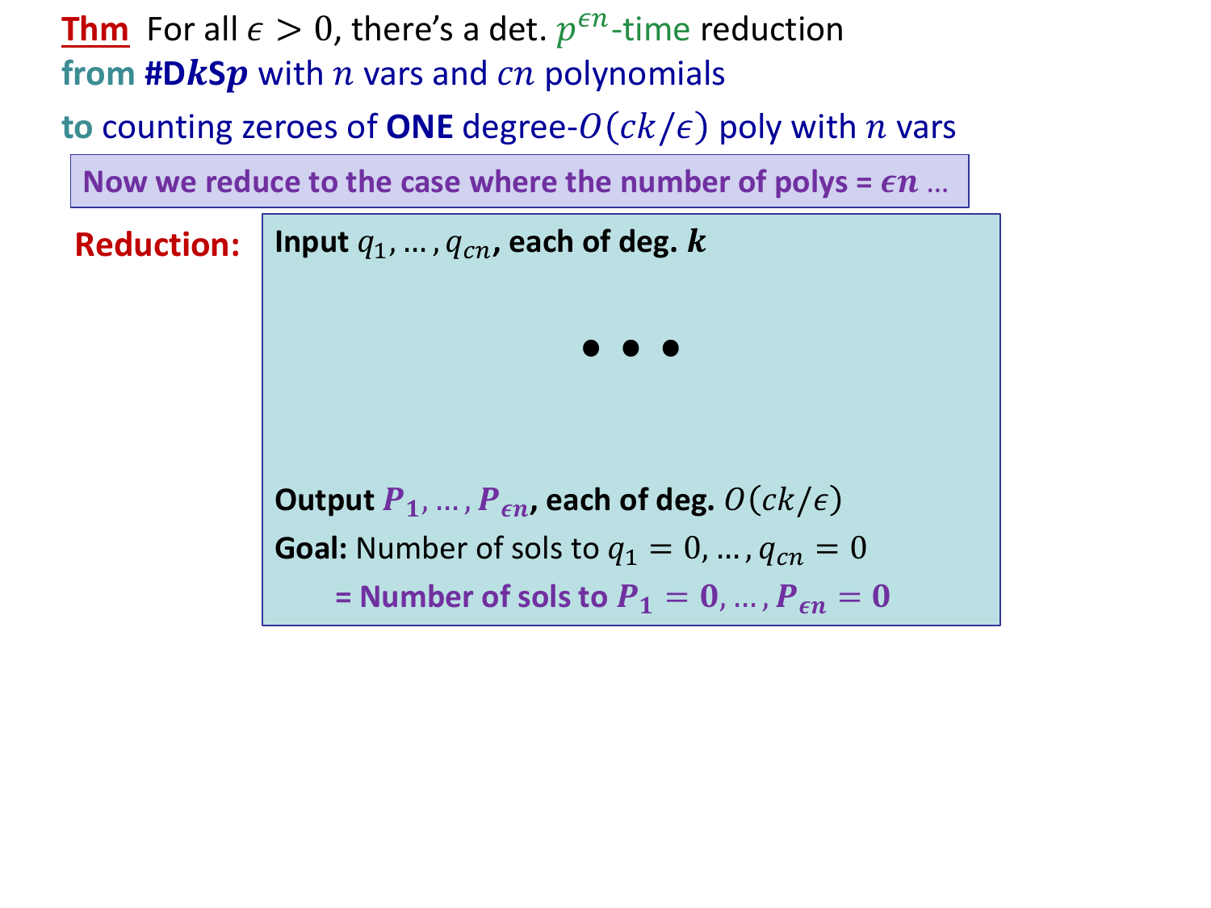**Thm** For all $\epsilon > 0$, there's a det. $p^{\epsilon n}$-time reduction **from #D$k$S$p$** with $n$ vars and $cn$ polynomials **to** counting zeroes of **ONE** degree-$O(ck/\epsilon)$ poly with $n$ vars

**Now we reduce to the case where the number of polys = $\epsilon n$ …**

**Reduction:**

**Input** $q_1, \ldots, q_{cn}$**, each of deg.** $k$

• • •

**Output** $P_1, \ldots, P_{\epsilon n}$**, each of deg.** $O(ck/\epsilon)$

**Goal:** Number of sols to $q_1 = 0, \ldots, q_{cn} = 0$

**= Number of sols to $P_1 = 0, \ldots, P_{\epsilon n} = 0$**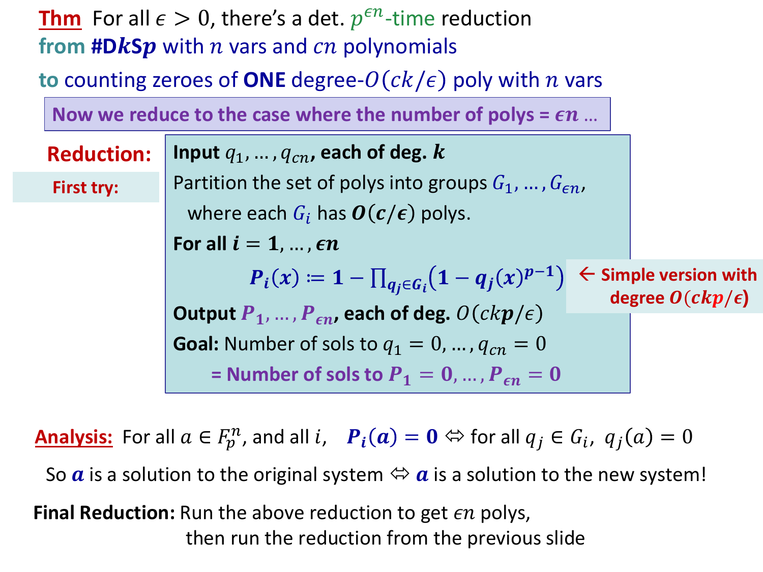**Thm** For all $\epsilon > 0$, there's a det. $p^{\epsilon n}$-time reduction from **#D$k$S$p$** with $n$ vars and $cn$ polynomials to counting zeroes of **ONE** degree-$O(ck/\epsilon)$ poly with $n$ vars

**Now we reduce to the case where the number of polys = $\epsilon n$ …**

**Reduction:**

**First try:**

**Input** $q_1, \ldots, q_{cn}$**, each of deg.** $k$

Partition the set of polys into groups $G_1, \ldots, G_{\epsilon n}$, where each $G_i$ has $O(c/\epsilon)$ polys.

**For all** $i = 1, \ldots, \epsilon n$

$$P_i(x) := 1 - \prod_{q_j \in G_i} \left(1 - q_j(x)^{p-1}\right)$$

← **Simple version with degree $O(ckp/\epsilon)$**

**Output** $P_1, \ldots, P_{\epsilon n}$**, each of deg.** $O(ckp/\epsilon)$

**Goal:** Number of sols to $q_1 = 0, \ldots, q_{cn} = 0$

**= Number of sols to $P_1 = 0, \ldots, P_{\epsilon n} = 0$**

**Analysis:** For all $a \in F_p^n$, and all $i$, $P_i(a) = 0 \Leftrightarrow$ for all $q_j \in G_i$, $q_j(a) = 0$

So $a$ is a solution to the original system $\Leftrightarrow$ $a$ is a solution to the new system!

**Final Reduction:** Run the above reduction to get $\epsilon n$ polys, then run the reduction from the previous slide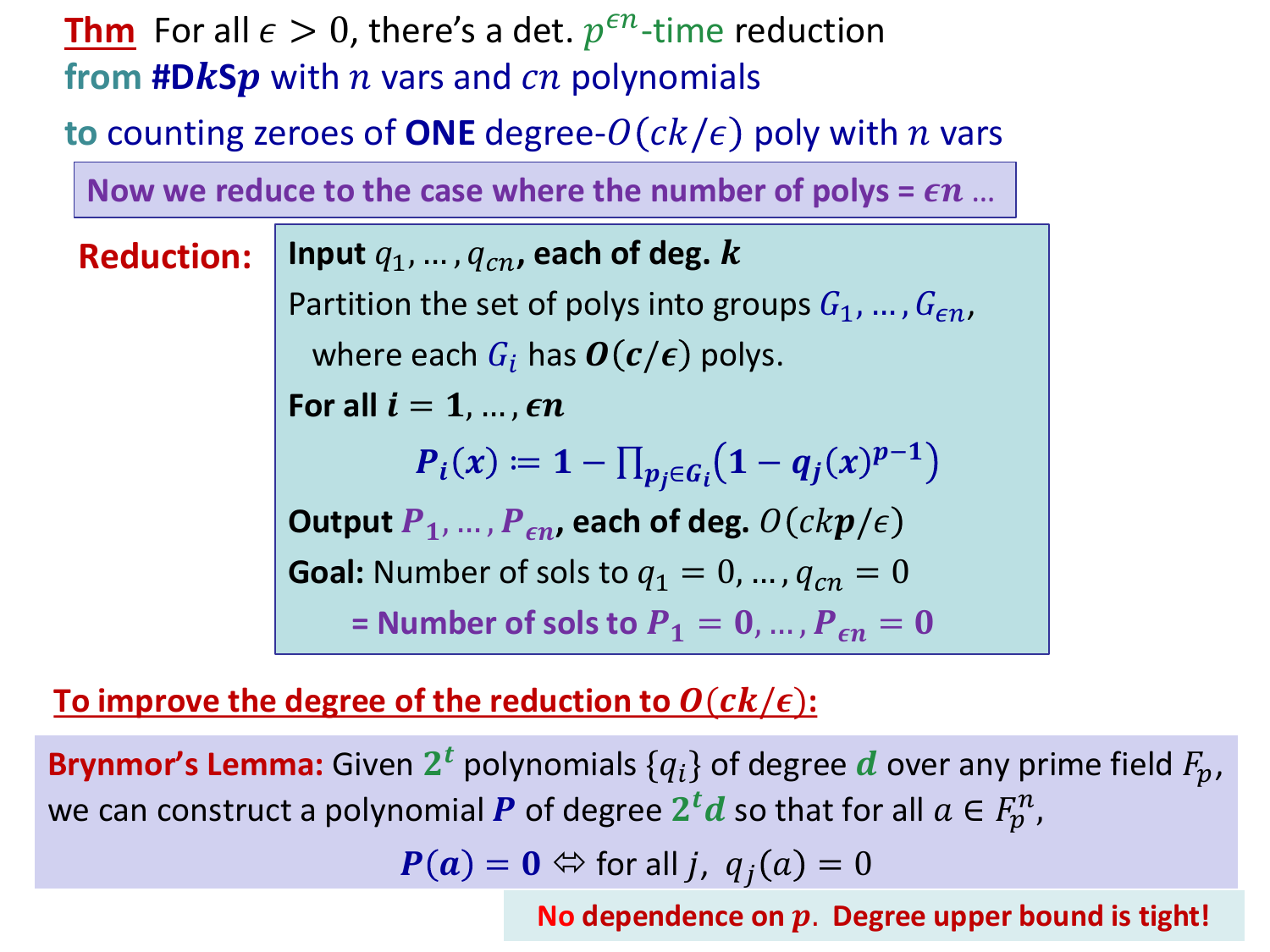**Thm** For all $\epsilon > 0$, there's a det. $p^{\epsilon n}$-time reduction **from #D$k$S$p$** with $n$ vars and $cn$ polynomials **to** counting zeroes of **ONE** degree-$O(ck/\epsilon)$ poly with $n$ vars

**Now we reduce to the case where the number of polys = $\epsilon n$ …**

**Reduction:**

> **Input** $q_1, \ldots, q_{cn}$**, each of deg.** $k$
>
> Partition the set of polys into groups $G_1, \ldots, G_{\epsilon n}$, where each $G_i$ has $O(c/\epsilon)$ polys.
>
> **For all** $i = 1, \ldots, \epsilon n$
>
> $$P_i(x) := 1 - \prod_{p_j \in G_i} \left(1 - q_j(x)^{p-1}\right)$$
>
> **Output** $P_1, \ldots, P_{\epsilon n}$**, each of deg.** $O(ckp/\epsilon)$
>
> **Goal:** Number of sols to $q_1 = 0, \ldots, q_{cn} = 0$
>
> **= Number of sols to** $P_1 = 0, \ldots, P_{\epsilon n} = 0$

**To improve the degree of the reduction to $O(ck/\epsilon)$:**

**Brynmor's Lemma:** Given $2^t$ polynomials $\{q_i\}$ of degree $d$ over any prime field $F_p$, we can construct a polynomial $P$ of degree $2^t d$ so that for all $a \in F_p^n$,

$$P(a) = 0 \Leftrightarrow \text{for all } j,\ q_j(a) = 0$$

**No dependence on $p$. Degree upper bound is tight!**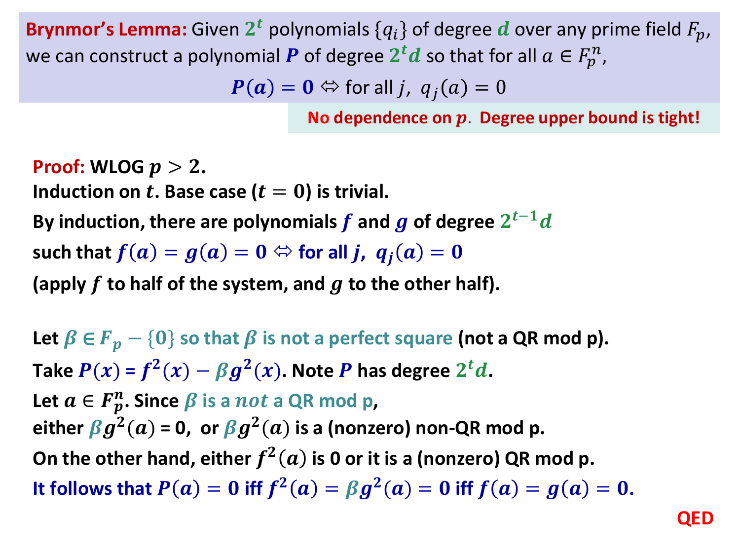**Brynmor's Lemma:** Given $2^t$ polynomials $\{q_i\}$ of degree $d$ over any prime field $F_p$, we can construct a polynomial $P$ of degree $2^t d$ so that for all $a \in F_p^n$,

$$P(a) = 0 \Leftrightarrow \text{for all } j,\ q_j(a) = 0$$

**No dependence on $p$. Degree upper bound is tight!**

**Proof:** **WLOG $p > 2$.**

**Induction on $t$. Base case ($t = 0$) is trivial.**

**By induction, there are polynomials $f$ and $g$ of degree $2^{t-1}d$ such that $f(a) = g(a) = 0 \Leftrightarrow$ for all $j$, $q_j(a) = 0$ (apply $f$ to half of the system, and $g$ to the other half).**

**Let $\beta \in F_p - \{0\}$ so that $\beta$ is not a perfect square (not a QR mod p).**

**Take $P(x) = f^2(x) - \beta g^2(x)$. Note $P$ has degree $2^t d$.**

**Let $a \in F_p^n$. Since $\beta$ is a *not* a QR mod p,**

**either $\beta g^2(a) = 0$, or $\beta g^2(a)$ is a (nonzero) non-QR mod p.**

**On the other hand, either $f^2(a)$ is 0 or it is a (nonzero) QR mod p.**

**It follows that $P(a) = 0$ iff $f^2(a) = \beta g^2(a) = 0$ iff $f(a) = g(a) = 0$.**

**QED**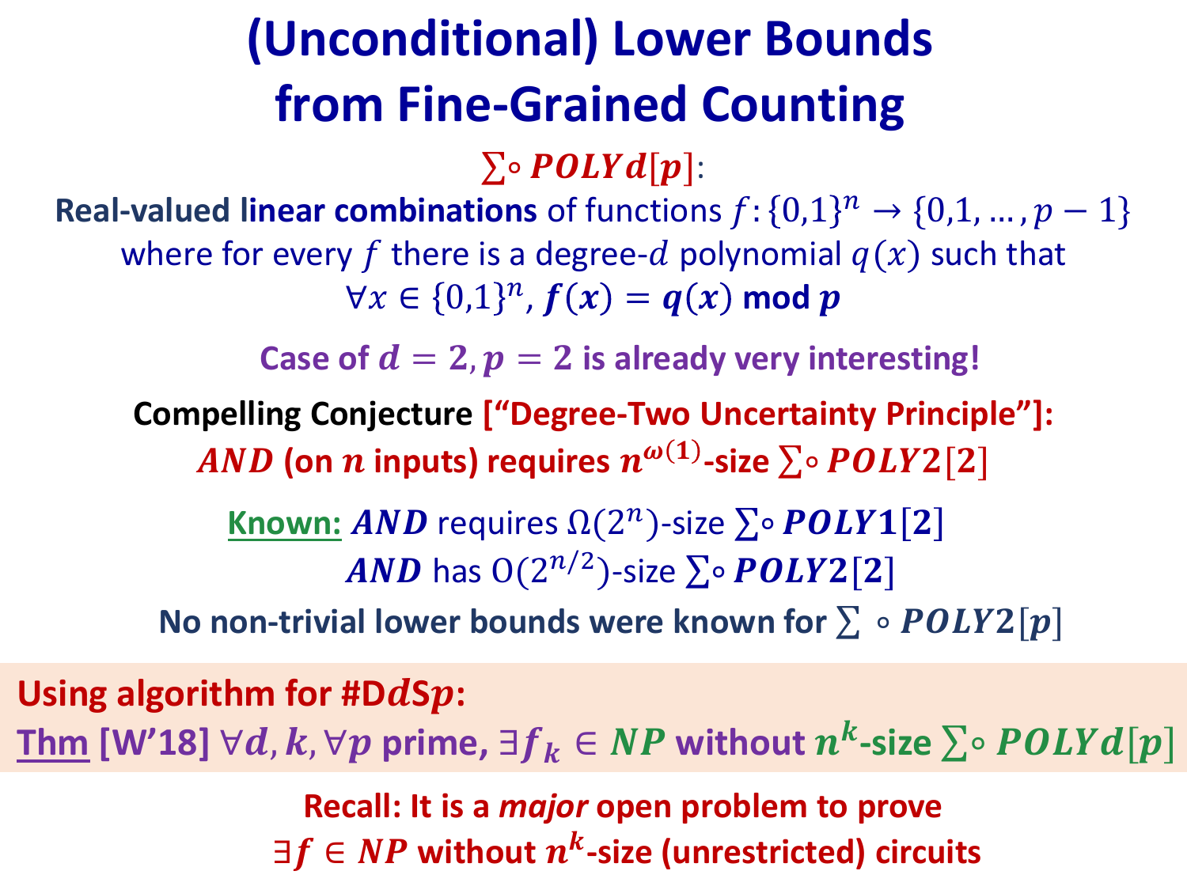# (Unconditional) Lower Bounds from Fine-Grained Counting

$\sum \circ POLYd[p]$:

Real-valued **linear combinations** of functions $f: \{0,1\}^n \to \{0,1,\ldots,p-1\}$ where for every $f$ there is a degree-$d$ polynomial $q(x)$ such that $\forall x \in \{0,1\}^n$, $f(x) = q(x) \bmod p$

**Case of $d = 2, p = 2$ is already very interesting!**

**Compelling Conjecture ["Degree-Two Uncertainty Principle"]:**
**$AND$ (on $n$ inputs) requires $n^{\omega(1)}$-size $\sum \circ POLY2[2]$**

<u>Known:</u> $AND$ requires $\Omega(2^n)$-size $\sum \circ POLY1[2]$

$AND$ has $O(2^{n/2})$-size $\sum \circ POLY2[2]$

**No non-trivial lower bounds were known for $\sum \circ POLY2[p]$**

**Using algorithm for #D$d$S$p$:**

**<u>Thm</u> [W'18] $\forall d, k, \forall p$ prime, $\exists f_k \in NP$ without $n^k$-size $\sum \circ POLYd[p]$**

**Recall: It is a *major* open problem to prove $\exists f \in NP$ without $n^k$-size (unrestricted) circuits**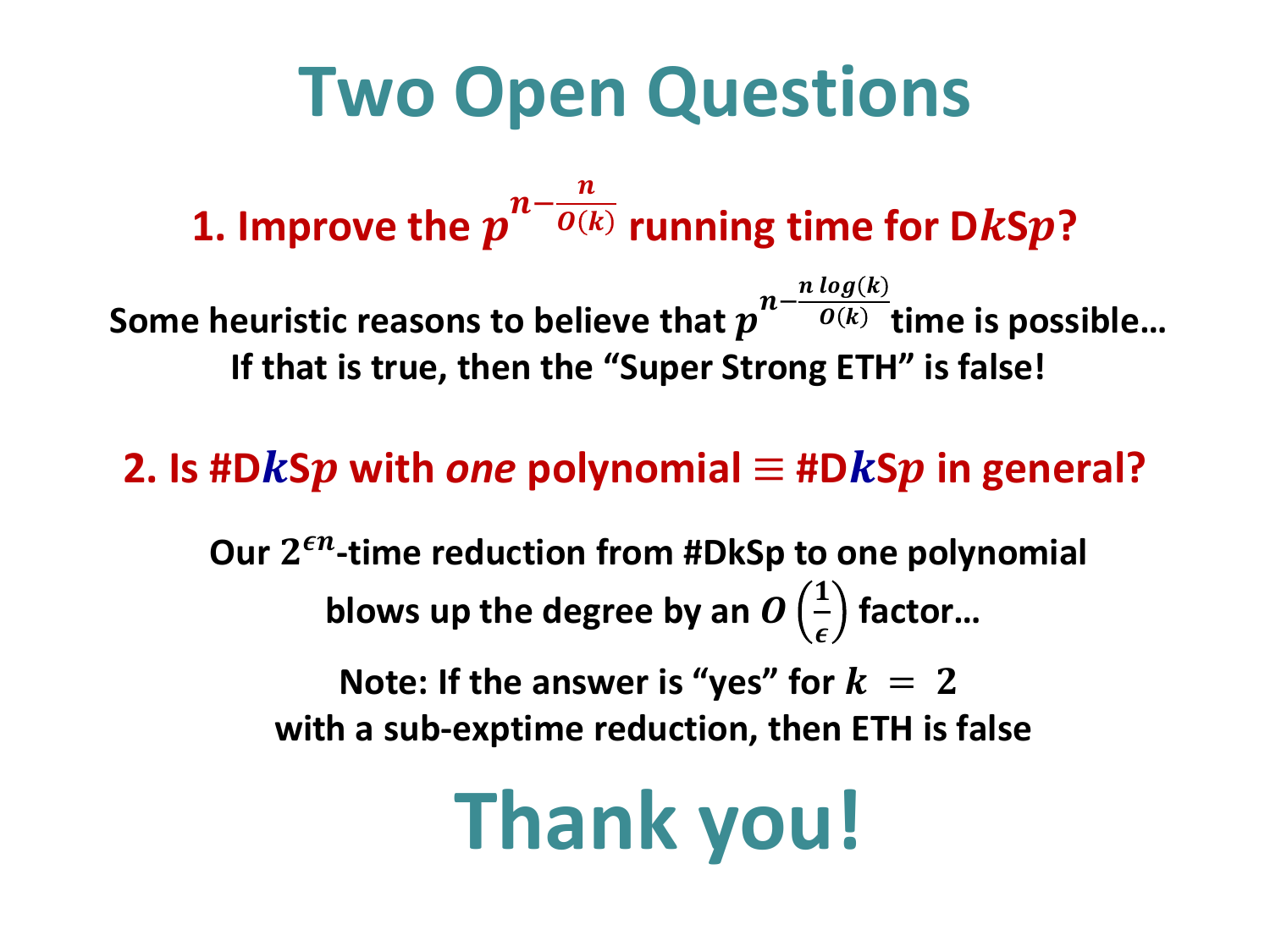# Two Open Questions

## 1. Improve the $p^{n-\frac{n}{O(k)}}$ running time for D$k$S$p$?

**Some heuristic reasons to believe that $p^{n-\frac{n\log(k)}{O(k)}}$ time is possible…**
**If that is true, then the "Super Strong ETH" is false!**

## 2. Is #D$k$S$p$ with *one* polynomial $\equiv$ #D$k$S$p$ in general?

**Our $2^{\epsilon n}$-time reduction from #DkSp to one polynomial blows up the degree by an $O\left(\frac{1}{\epsilon}\right)$ factor…**

**Note: If the answer is "yes" for $k = 2$ with a sub-exptime reduction, then ETH is false**

# Thank you!